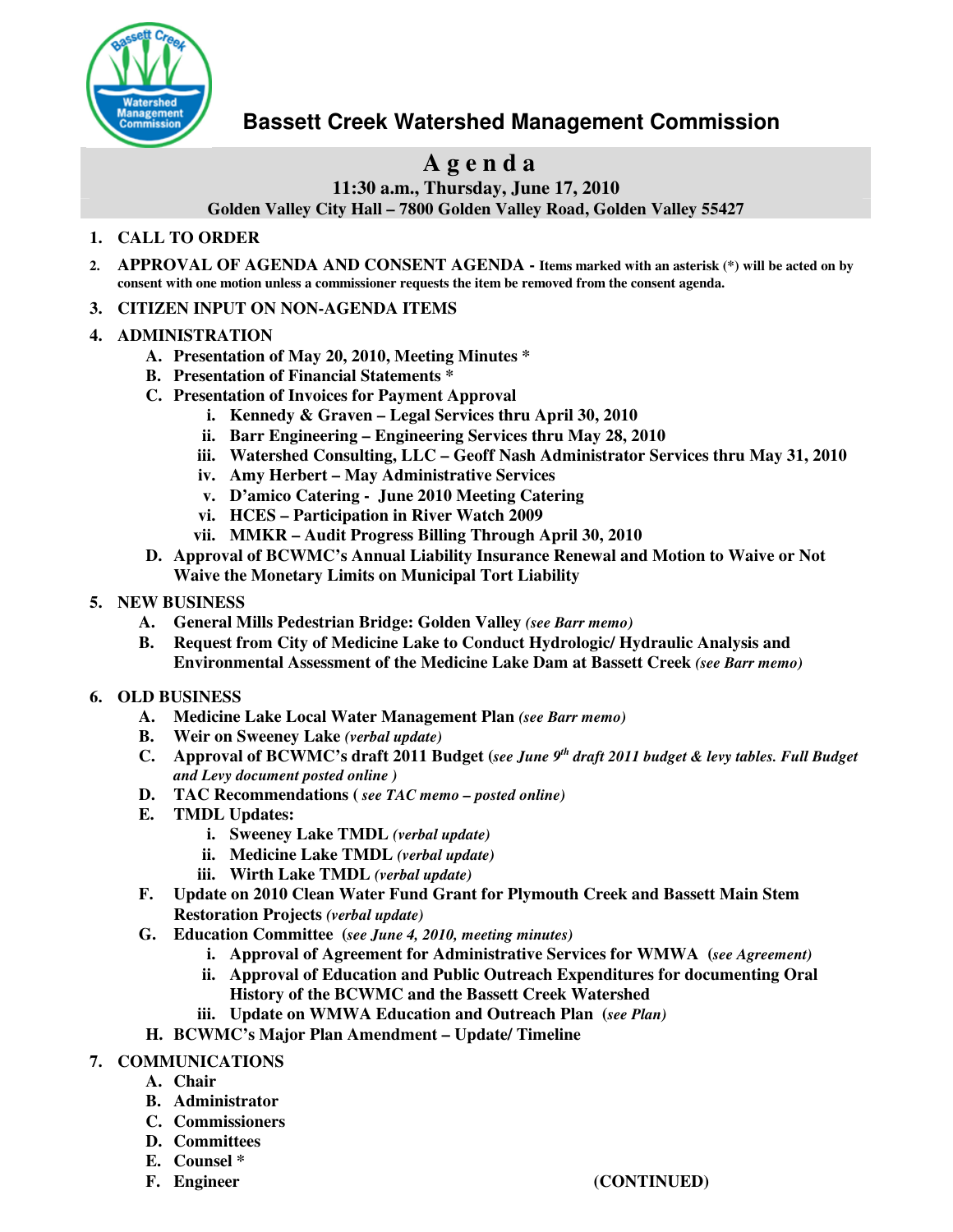# Bassett Creek Watershed Management Commission

## Agenda

**11:30 a.m., Thursday, June 17, 2010**
**Golden Valley City Hall – 7800 Golden Valley Road, Golden Valley 55427**

1. **CALL TO ORDER**
2. **APPROVAL OF AGENDA AND CONSENT AGENDA - Items marked with an asterisk (*) will be acted on by consent with one motion unless a commissioner requests the item be removed from the consent agenda.**
3. **CITIZEN INPUT ON NON-AGENDA ITEMS**
4. **ADMINISTRATION**
   - A. **Presentation of May 20, 2010, Meeting Minutes ***
   - B. **Presentation of Financial Statements ***
   - C. **Presentation of Invoices for Payment Approval**
     - i. **Kennedy & Graven – Legal Services thru April 30, 2010**
     - ii. **Barr Engineering – Engineering Services thru May 28, 2010**
     - iii. **Watershed Consulting, LLC – Geoff Nash Administrator Services thru May 31, 2010**
     - iv. **Amy Herbert – May Administrative Services**
     - v. **D'amico Catering - June 2010 Meeting Catering**
     - vi. **HCES – Participation in River Watch 2009**
     - vii. **MMKR – Audit Progress Billing Through April 30, 2010**
   - D. **Approval of BCWMC's Annual Liability Insurance Renewal and Motion to Waive or Not Waive the Monetary Limits on Municipal Tort Liability**
5. **NEW BUSINESS**
   - A. **General Mills Pedestrian Bridge: Golden Valley** ***(see Barr memo)***
   - B. **Request from City of Medicine Lake to Conduct Hydrologic/ Hydraulic Analysis and Environmental Assessment of the Medicine Lake Dam at Bassett Creek** ***(see Barr memo)***
6. **OLD BUSINESS**
   - A. **Medicine Lake Local Water Management Plan** ***(see Barr memo)***
   - B. **Weir on Sweeney Lake** ***(verbal update)***
   - C. **Approval of BCWMC's draft 2011 Budget (*****see June 9th draft 2011 budget & levy tables. Full Budget and Levy document posted online*** **)**
   - D. **TAC Recommendations (** ***see TAC memo – posted online)***
   - E. **TMDL Updates:**
     - i. **Sweeney Lake TMDL** ***(verbal update)***
     - ii. **Medicine Lake TMDL** ***(verbal update)***
     - iii. **Wirth Lake TMDL** ***(verbal update)***
   - F. **Update on 2010 Clean Water Fund Grant for Plymouth Creek and Bassett Main Stem Restoration Projects** ***(verbal update)***
   - G. **Education Committee (*****see June 4, 2010, meeting minutes)***
     - i. **Approval of Agreement for Administrative Services for WMWA (*****see Agreement)***
     - ii. **Approval of Education and Public Outreach Expenditures for documenting Oral History of the BCWMC and the Bassett Creek Watershed**
     - iii. **Update on WMWA Education and Outreach Plan (*****see Plan)***
   - H. **BCWMC's Major Plan Amendment – Update/ Timeline**
7. **COMMUNICATIONS**
   - A. **Chair**
   - B. **Administrator**
   - C. **Commissioners**
   - D. **Committees**
   - E. **Counsel ***
   - F. **Engineer**

**(CONTINUED)**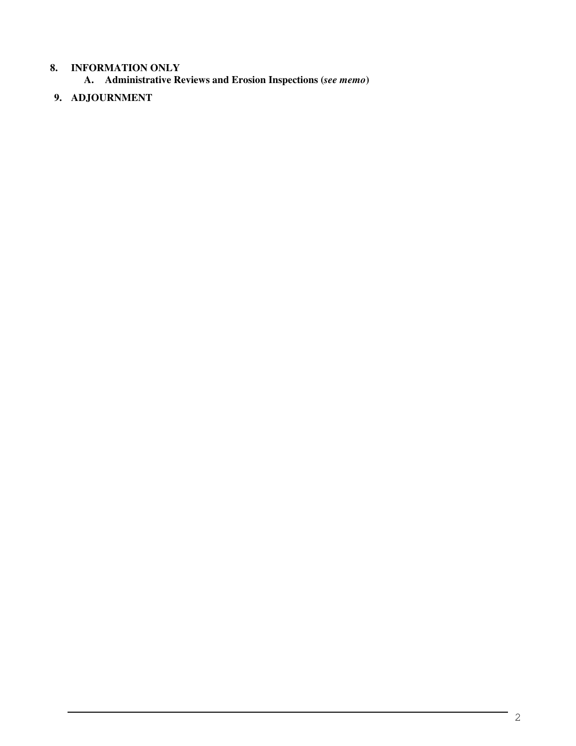**8. INFORMATION ONLY**

**A. Administrative Reviews and Erosion Inspections (*see memo*)**

**9. ADJOURNMENT**